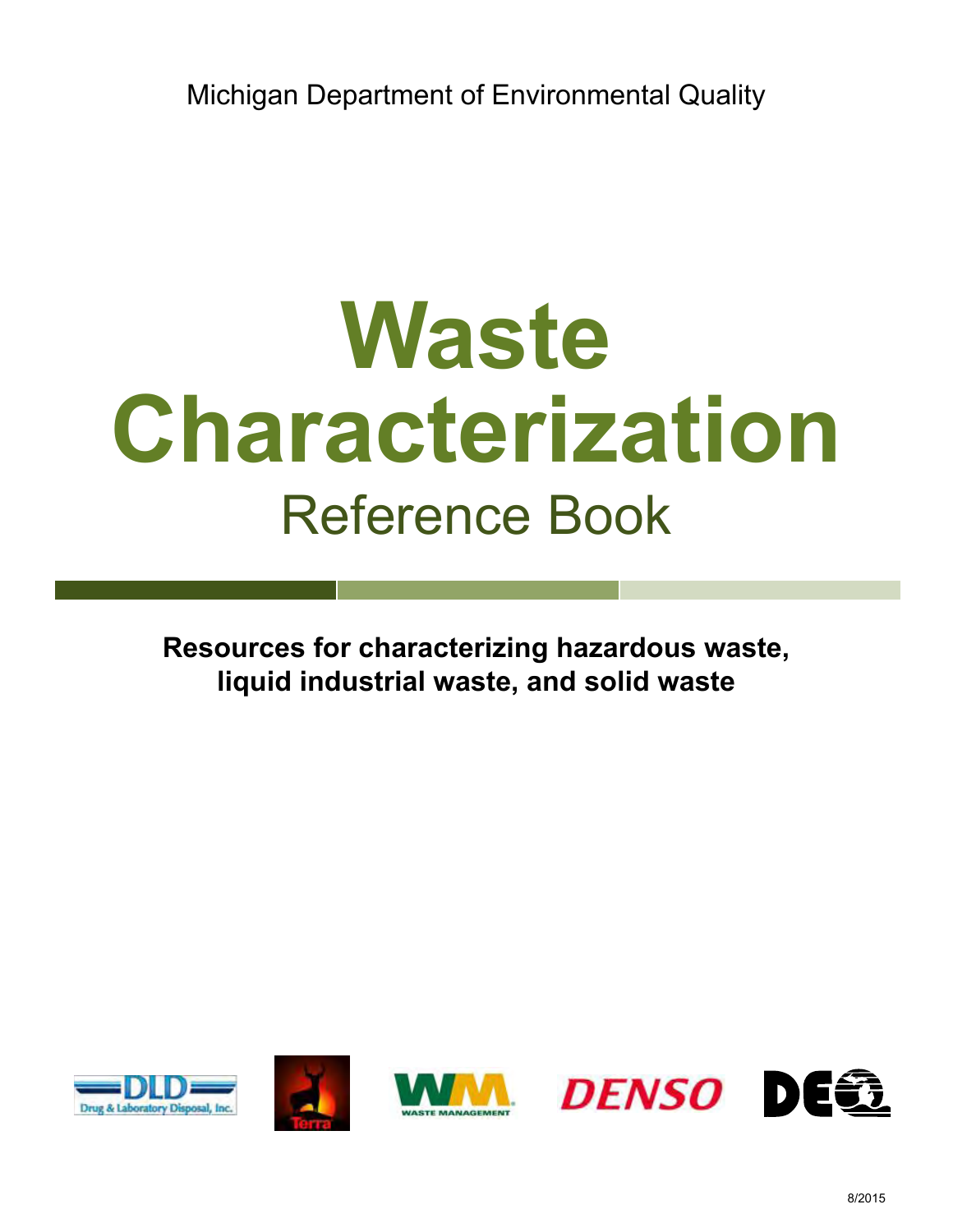Michigan Department of Environmental Quality

# Waste Characterization

## Reference Book

**Resources for characterizing hazardous waste, liquid industrial waste, and solid waste**

8/2015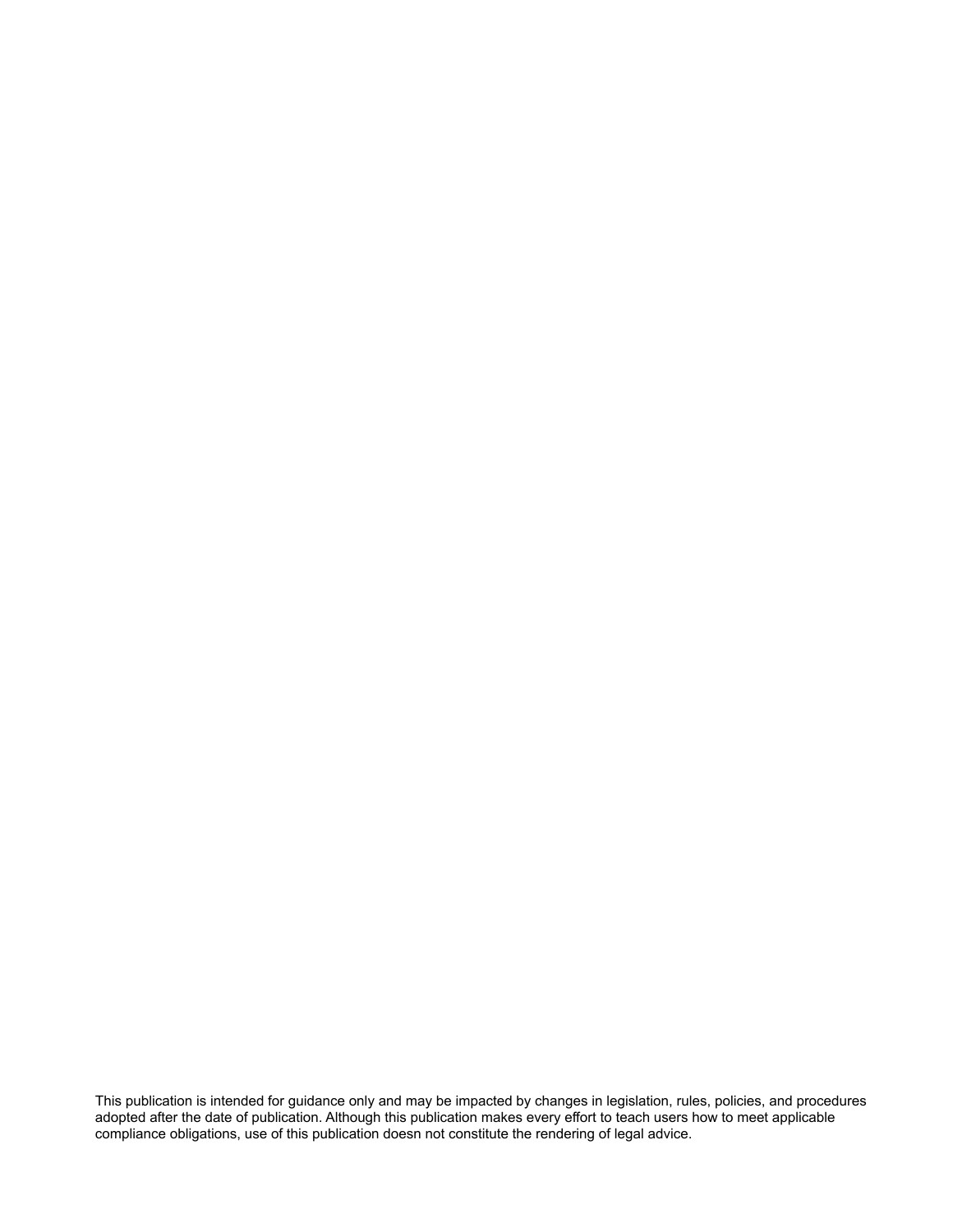This publication is intended for guidance only and may be impacted by changes in legislation, rules, policies, and procedures adopted after the date of publication. Although this publication makes every effort to teach users how to meet applicable compliance obligations, use of this publication doesn not constitute the rendering of legal advice.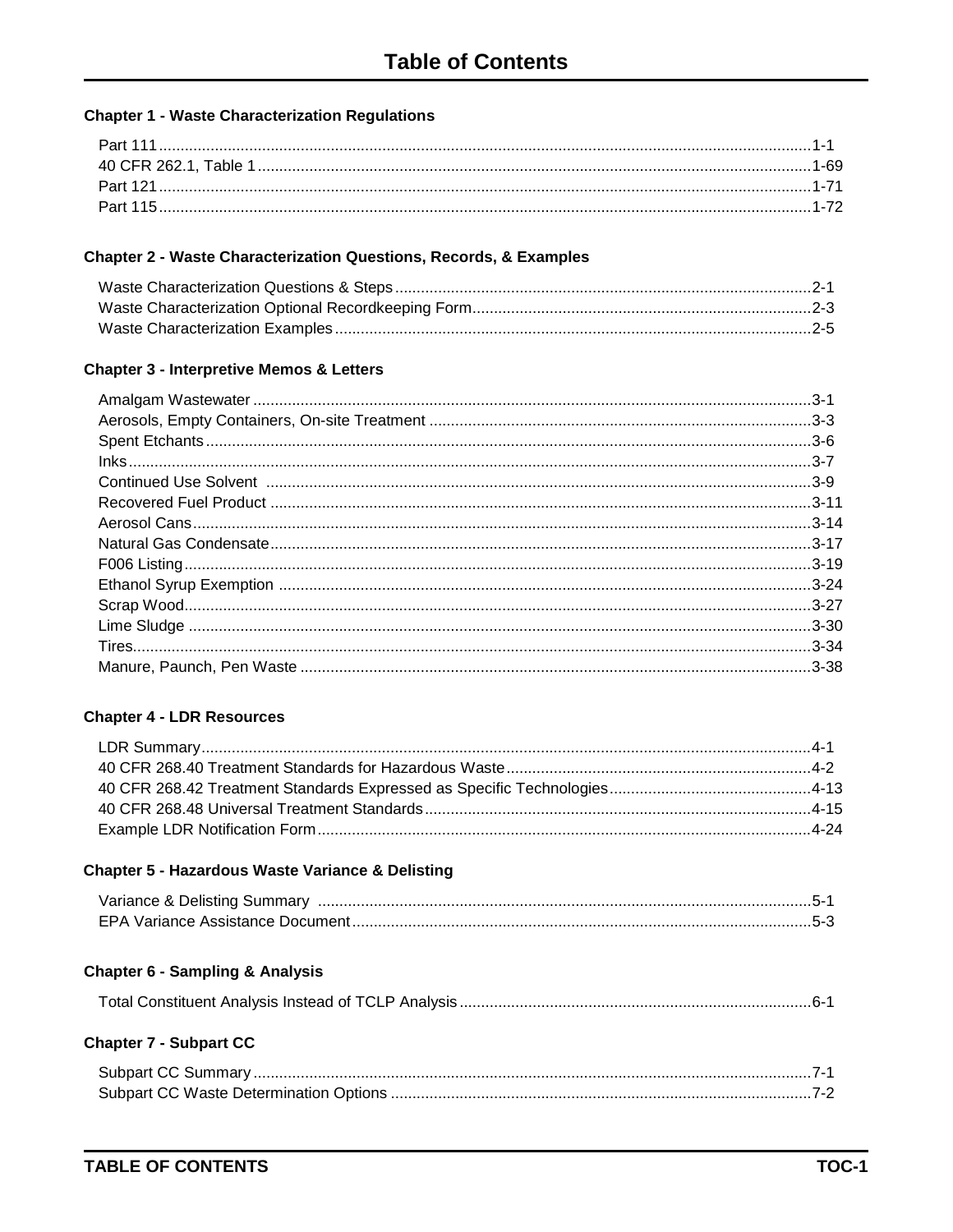# Table of Contents

## Chapter 1 - Waste Characterization Regulations

| | |
|---|---|
| Part 111 | 1-1 |
| 40 CFR 262.1, Table 1 | 1-69 |
| Part 121 | 1-71 |
| Part 115 | 1-72 |

## Chapter 2 - Waste Characterization Questions, Records, & Examples

| | |
|---|---|
| Waste Characterization Questions & Steps | 2-1 |
| Waste Characterization Optional Recordkeeping Form | 2-3 |
| Waste Characterization Examples | 2-5 |

## Chapter 3 - Interpretive Memos & Letters

| | |
|---|---|
| Amalgam Wastewater | 3-1 |
| Aerosols, Empty Containers, On-site Treatment | 3-3 |
| Spent Etchants | 3-6 |
| Inks | 3-7 |
| Continued Use Solvent | 3-9 |
| Recovered Fuel Product | 3-11 |
| Aerosol Cans | 3-14 |
| Natural Gas Condensate | 3-17 |
| F006 Listing | 3-19 |
| Ethanol Syrup Exemption | 3-24 |
| Scrap Wood | 3-27 |
| Lime Sludge | 3-30 |
| Tires | 3-34 |
| Manure, Paunch, Pen Waste | 3-38 |

## Chapter 4 - LDR Resources

| | |
|---|---|
| LDR Summary | 4-1 |
| 40 CFR 268.40 Treatment Standards for Hazardous Waste | 4-2 |
| 40 CFR 268.42 Treatment Standards Expressed as Specific Technologies | 4-13 |
| 40 CFR 268.48 Universal Treatment Standards | 4-15 |
| Example LDR Notification Form | 4-24 |

## Chapter 5 - Hazardous Waste Variance & Delisting

| | |
|---|---|
| Variance & Delisting Summary | 5-1 |
| EPA Variance Assistance Document | 5-3 |

## Chapter 6 - Sampling & Analysis

| | |
|---|---|
| Total Constituent Analysis Instead of TCLP Analysis | 6-1 |

## Chapter 7 - Subpart CC

| | |
|---|---|
| Subpart CC Summary | 7-1 |
| Subpart CC Waste Determination Options | 7-2 |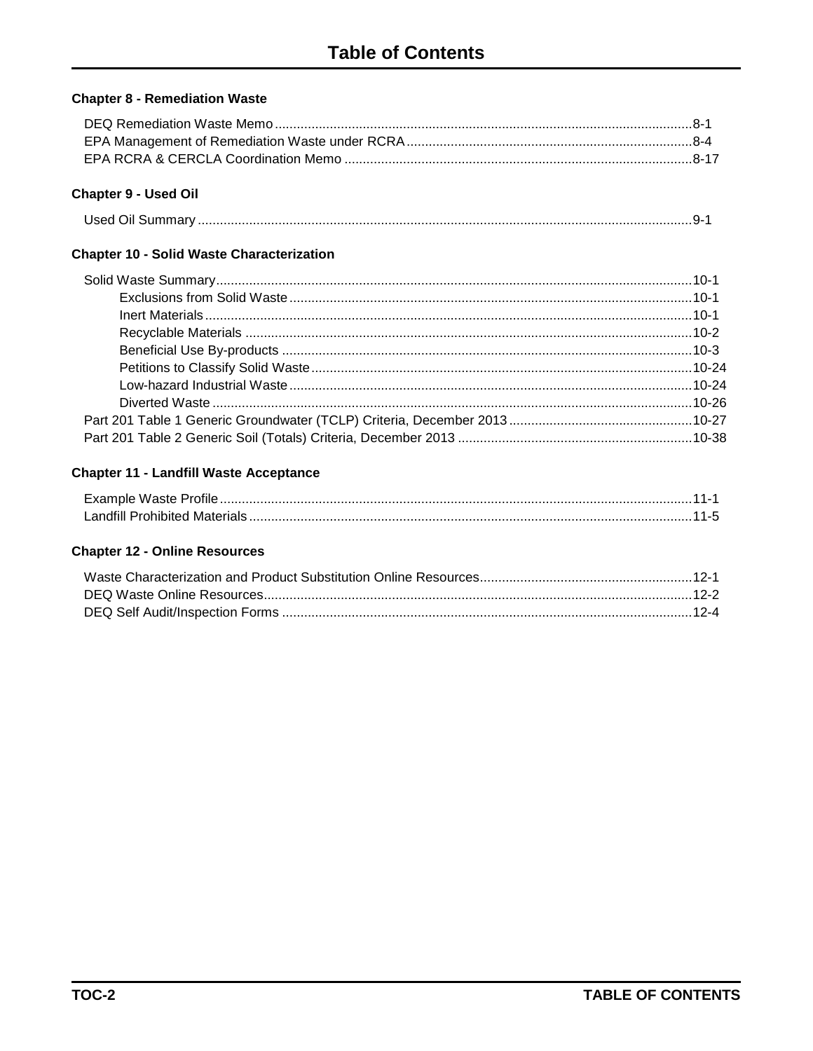# Table of Contents

**Chapter 8 - Remediation Waste**

- DEQ Remediation Waste Memo ........ 8-1
- EPA Management of Remediation Waste under RCRA ........ 8-4
- EPA RCRA & CERCLA Coordination Memo ........ 8-17

**Chapter 9 - Used Oil**

- Used Oil Summary ........ 9-1

**Chapter 10 - Solid Waste Characterization**

- Solid Waste Summary ........ 10-1
  - Exclusions from Solid Waste ........ 10-1
  - Inert Materials ........ 10-1
  - Recyclable Materials ........ 10-2
  - Beneficial Use By-products ........ 10-3
  - Petitions to Classify Solid Waste ........ 10-24
  - Low-hazard Industrial Waste ........ 10-24
  - Diverted Waste ........ 10-26
- Part 201 Table 1 Generic Groundwater (TCLP) Criteria, December 2013 ........ 10-27
- Part 201 Table 2 Generic Soil (Totals) Criteria, December 2013 ........ 10-38

**Chapter 11 - Landfill Waste Acceptance**

- Example Waste Profile ........ 11-1
- Landfill Prohibited Materials ........ 11-5

**Chapter 12 - Online Resources**

- Waste Characterization and Product Substitution Online Resources ........ 12-1
- DEQ Waste Online Resources ........ 12-2
- DEQ Self Audit/Inspection Forms ........ 12-4